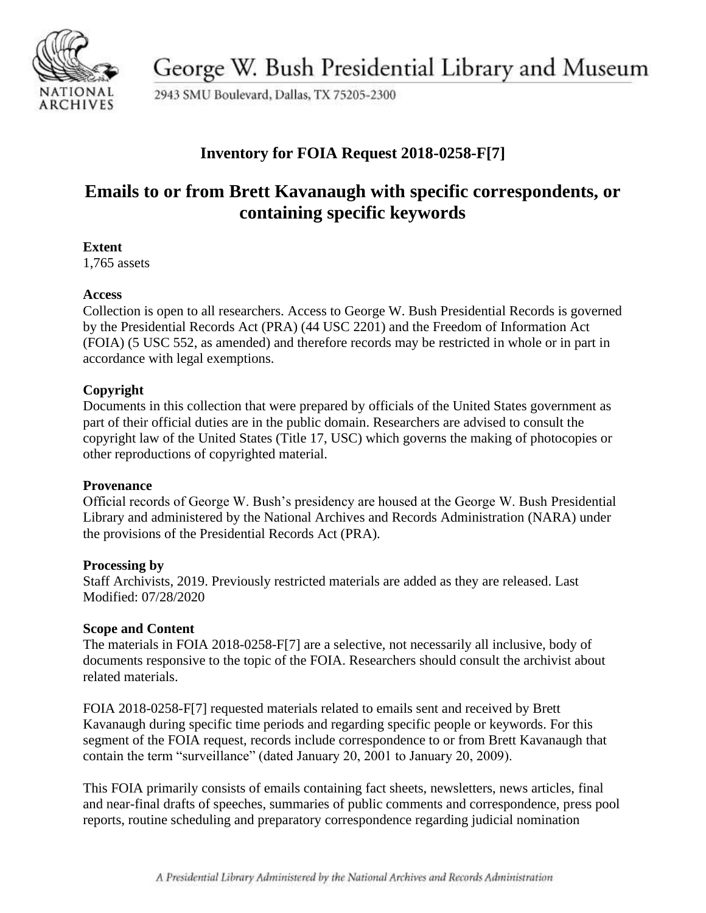George W. Bush Presidential Library and Museum

2943 SMU Boulevard, Dallas, TX 75205-2300

## Inventory for FOIA Request 2018-0258-F[7]

# Emails to or from Brett Kavanaugh with specific correspondents, or containing specific keywords

**Extent**

1,765 assets

**Access**

Collection is open to all researchers. Access to George W. Bush Presidential Records is governed by the Presidential Records Act (PRA) (44 USC 2201) and the Freedom of Information Act (FOIA) (5 USC 552, as amended) and therefore records may be restricted in whole or in part in accordance with legal exemptions.

**Copyright**

Documents in this collection that were prepared by officials of the United States government as part of their official duties are in the public domain. Researchers are advised to consult the copyright law of the United States (Title 17, USC) which governs the making of photocopies or other reproductions of copyrighted material.

**Provenance**

Official records of George W. Bush's presidency are housed at the George W. Bush Presidential Library and administered by the National Archives and Records Administration (NARA) under the provisions of the Presidential Records Act (PRA).

**Processing by**

Staff Archivists, 2019. Previously restricted materials are added as they are released. Last Modified: 07/28/2020

**Scope and Content**

The materials in FOIA 2018-0258-F[7] are a selective, not necessarily all inclusive, body of documents responsive to the topic of the FOIA. Researchers should consult the archivist about related materials.

FOIA 2018-0258-F[7] requested materials related to emails sent and received by Brett Kavanaugh during specific time periods and regarding specific people or keywords. For this segment of the FOIA request, records include correspondence to or from Brett Kavanaugh that contain the term "surveillance" (dated January 20, 2001 to January 20, 2009).

This FOIA primarily consists of emails containing fact sheets, newsletters, news articles, final and near-final drafts of speeches, summaries of public comments and correspondence, press pool reports, routine scheduling and preparatory correspondence regarding judicial nomination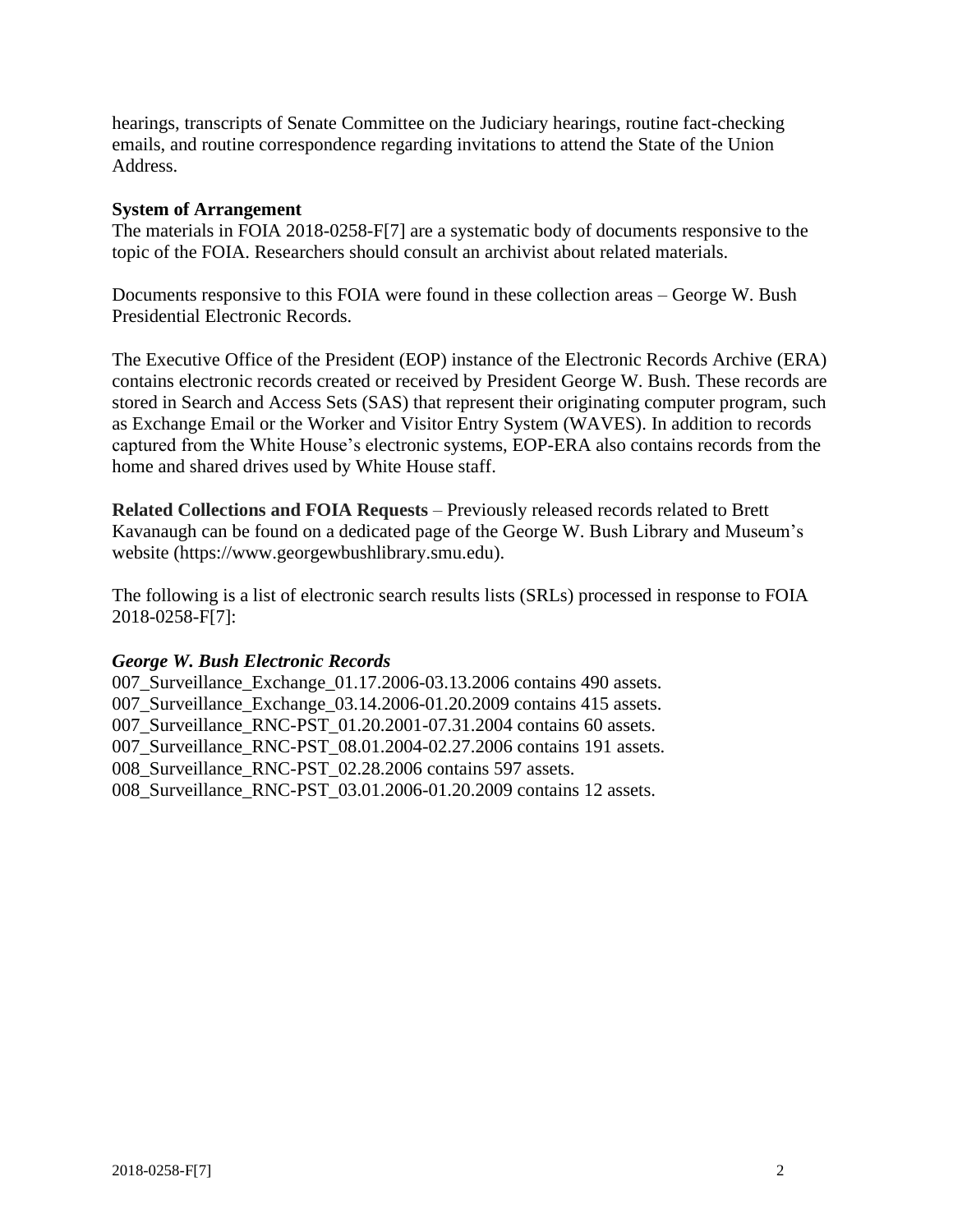hearings, transcripts of Senate Committee on the Judiciary hearings, routine fact-checking emails, and routine correspondence regarding invitations to attend the State of the Union Address.

**System of Arrangement**
The materials in FOIA 2018-0258-F[7] are a systematic body of documents responsive to the topic of the FOIA. Researchers should consult an archivist about related materials.

Documents responsive to this FOIA were found in these collection areas – George W. Bush Presidential Electronic Records.

The Executive Office of the President (EOP) instance of the Electronic Records Archive (ERA) contains electronic records created or received by President George W. Bush. These records are stored in Search and Access Sets (SAS) that represent their originating computer program, such as Exchange Email or the Worker and Visitor Entry System (WAVES). In addition to records captured from the White House's electronic systems, EOP-ERA also contains records from the home and shared drives used by White House staff.

**Related Collections and FOIA Requests** – Previously released records related to Brett Kavanaugh can be found on a dedicated page of the George W. Bush Library and Museum's website (https://www.georgewbushlibrary.smu.edu).

The following is a list of electronic search results lists (SRLs) processed in response to FOIA 2018-0258-F[7]:

***George W. Bush Electronic Records***
007_Surveillance_Exchange_01.17.2006-03.13.2006 contains 490 assets.
007_Surveillance_Exchange_03.14.2006-01.20.2009 contains 415 assets.
007_Surveillance_RNC-PST_01.20.2001-07.31.2004 contains 60 assets.
007_Surveillance_RNC-PST_08.01.2004-02.27.2006 contains 191 assets.
008_Surveillance_RNC-PST_02.28.2006 contains 597 assets.
008_Surveillance_RNC-PST_03.01.2006-01.20.2009 contains 12 assets.